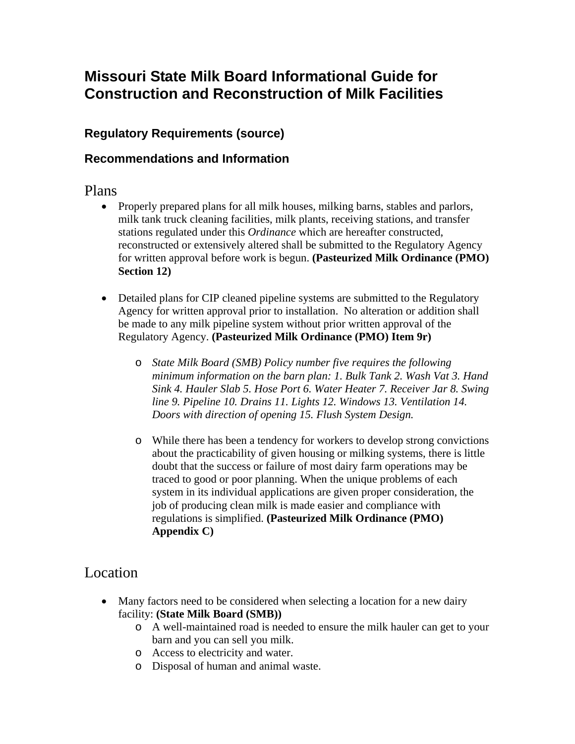# Missouri State Milk Board Informational Guide for Construction and Reconstruction of Milk Facilities

### Regulatory Requirements (source)

### Recommendations and Information

## Plans

- Properly prepared plans for all milk houses, milking barns, stables and parlors, milk tank truck cleaning facilities, milk plants, receiving stations, and transfer stations regulated under this *Ordinance* which are hereafter constructed, reconstructed or extensively altered shall be submitted to the Regulatory Agency for written approval before work is begun. **(Pasteurized Milk Ordinance (PMO) Section 12)**

- Detailed plans for CIP cleaned pipeline systems are submitted to the Regulatory Agency for written approval prior to installation. No alteration or addition shall be made to any milk pipeline system without prior written approval of the Regulatory Agency. **(Pasteurized Milk Ordinance (PMO) Item 9r)**

  - *State Milk Board (SMB) Policy number five requires the following minimum information on the barn plan: 1. Bulk Tank 2. Wash Vat 3. Hand Sink 4. Hauler Slab 5. Hose Port 6. Water Heater 7. Receiver Jar 8. Swing line 9. Pipeline 10. Drains 11. Lights 12. Windows 13. Ventilation 14. Doors with direction of opening 15. Flush System Design.*

  - While there has been a tendency for workers to develop strong convictions about the practicability of given housing or milking systems, there is little doubt that the success or failure of most dairy farm operations may be traced to good or poor planning. When the unique problems of each system in its individual applications are given proper consideration, the job of producing clean milk is made easier and compliance with regulations is simplified. **(Pasteurized Milk Ordinance (PMO) Appendix C)**

## Location

- Many factors need to be considered when selecting a location for a new dairy facility: **(State Milk Board (SMB))**
  - A well-maintained road is needed to ensure the milk hauler can get to your barn and you can sell you milk.
  - Access to electricity and water.
  - Disposal of human and animal waste.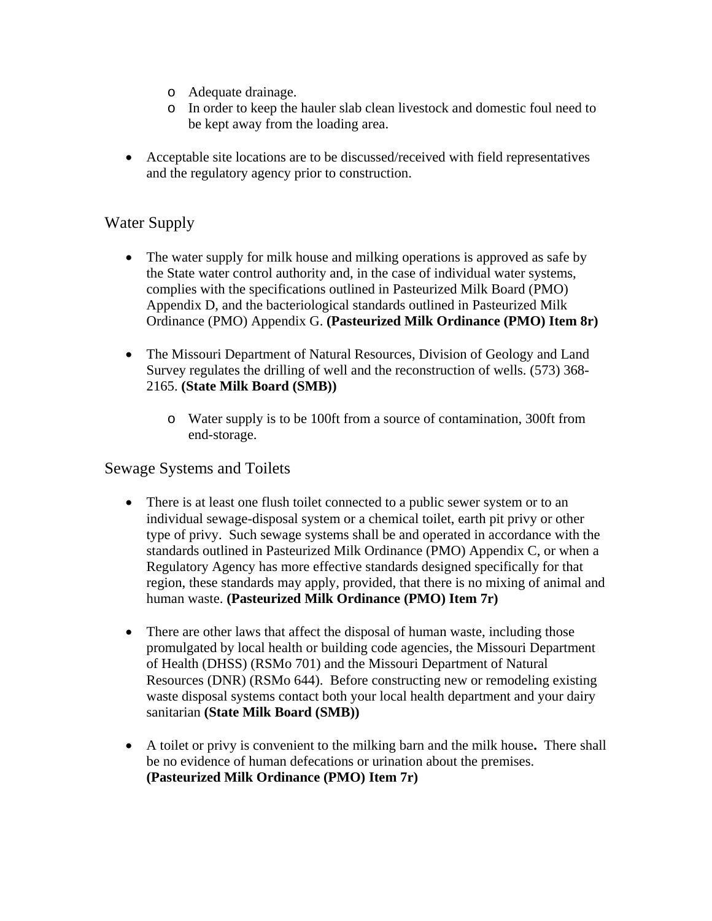- Adequate drainage.
  - In order to keep the hauler slab clean livestock and domestic foul need to be kept away from the loading area.

- Acceptable site locations are to be discussed/received with field representatives and the regulatory agency prior to construction.

## Water Supply

- The water supply for milk house and milking operations is approved as safe by the State water control authority and, in the case of individual water systems, complies with the specifications outlined in Pasteurized Milk Board (PMO) Appendix D, and the bacteriological standards outlined in Pasteurized Milk Ordinance (PMO) Appendix G. **(Pasteurized Milk Ordinance (PMO) Item 8r)**

- The Missouri Department of Natural Resources, Division of Geology and Land Survey regulates the drilling of well and the reconstruction of wells. (573) 368-2165. **(State Milk Board (SMB))**
  - Water supply is to be 100ft from a source of contamination, 300ft from end-storage.

## Sewage Systems and Toilets

- There is at least one flush toilet connected to a public sewer system or to an individual sewage-disposal system or a chemical toilet, earth pit privy or other type of privy. Such sewage systems shall be and operated in accordance with the standards outlined in Pasteurized Milk Ordinance (PMO) Appendix C, or when a Regulatory Agency has more effective standards designed specifically for that region, these standards may apply, provided, that there is no mixing of animal and human waste. **(Pasteurized Milk Ordinance (PMO) Item 7r)**

- There are other laws that affect the disposal of human waste, including those promulgated by local health or building code agencies, the Missouri Department of Health (DHSS) (RSMo 701) and the Missouri Department of Natural Resources (DNR) (RSMo 644). Before constructing new or remodeling existing waste disposal systems contact both your local health department and your dairy sanitarian **(State Milk Board (SMB))**

- A toilet or privy is convenient to the milking barn and the milk house**.** There shall be no evidence of human defecations or urination about the premises. **(Pasteurized Milk Ordinance (PMO) Item 7r)**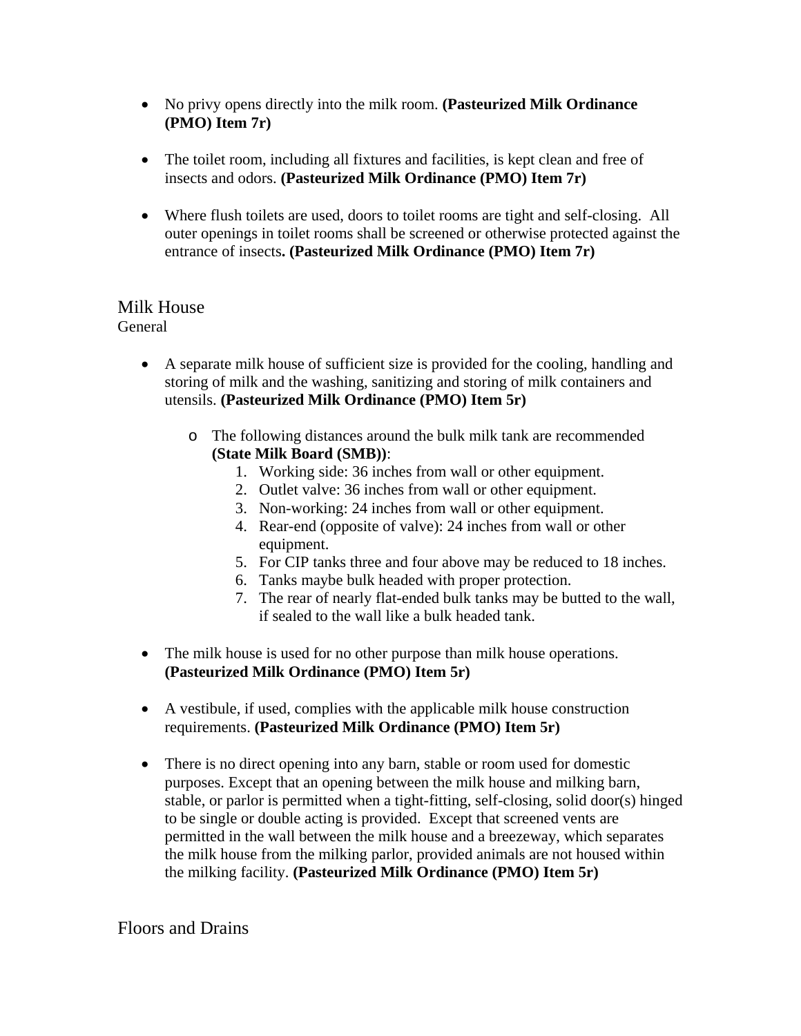- No privy opens directly into the milk room. **(Pasteurized Milk Ordinance (PMO) Item 7r)**

- The toilet room, including all fixtures and facilities, is kept clean and free of insects and odors. **(Pasteurized Milk Ordinance (PMO) Item 7r)**

- Where flush toilets are used, doors to toilet rooms are tight and self-closing. All outer openings in toilet rooms shall be screened or otherwise protected against the entrance of insects**. (Pasteurized Milk Ordinance (PMO) Item 7r)**

## Milk House

General

- A separate milk house of sufficient size is provided for the cooling, handling and storing of milk and the washing, sanitizing and storing of milk containers and utensils. **(Pasteurized Milk Ordinance (PMO) Item 5r)**
    - The following distances around the bulk milk tank are recommended **(State Milk Board (SMB))**:
        1. Working side: 36 inches from wall or other equipment.
        2. Outlet valve: 36 inches from wall or other equipment.
        3. Non-working: 24 inches from wall or other equipment.
        4. Rear-end (opposite of valve): 24 inches from wall or other equipment.
        5. For CIP tanks three and four above may be reduced to 18 inches.
        6. Tanks maybe bulk headed with proper protection.
        7. The rear of nearly flat-ended bulk tanks may be butted to the wall, if sealed to the wall like a bulk headed tank.

- The milk house is used for no other purpose than milk house operations. **(Pasteurized Milk Ordinance (PMO) Item 5r)**

- A vestibule, if used, complies with the applicable milk house construction requirements. **(Pasteurized Milk Ordinance (PMO) Item 5r)**

- There is no direct opening into any barn, stable or room used for domestic purposes. Except that an opening between the milk house and milking barn, stable, or parlor is permitted when a tight-fitting, self-closing, solid door(s) hinged to be single or double acting is provided. Except that screened vents are permitted in the wall between the milk house and a breezeway, which separates the milk house from the milking parlor, provided animals are not housed within the milking facility. **(Pasteurized Milk Ordinance (PMO) Item 5r)**

## Floors and Drains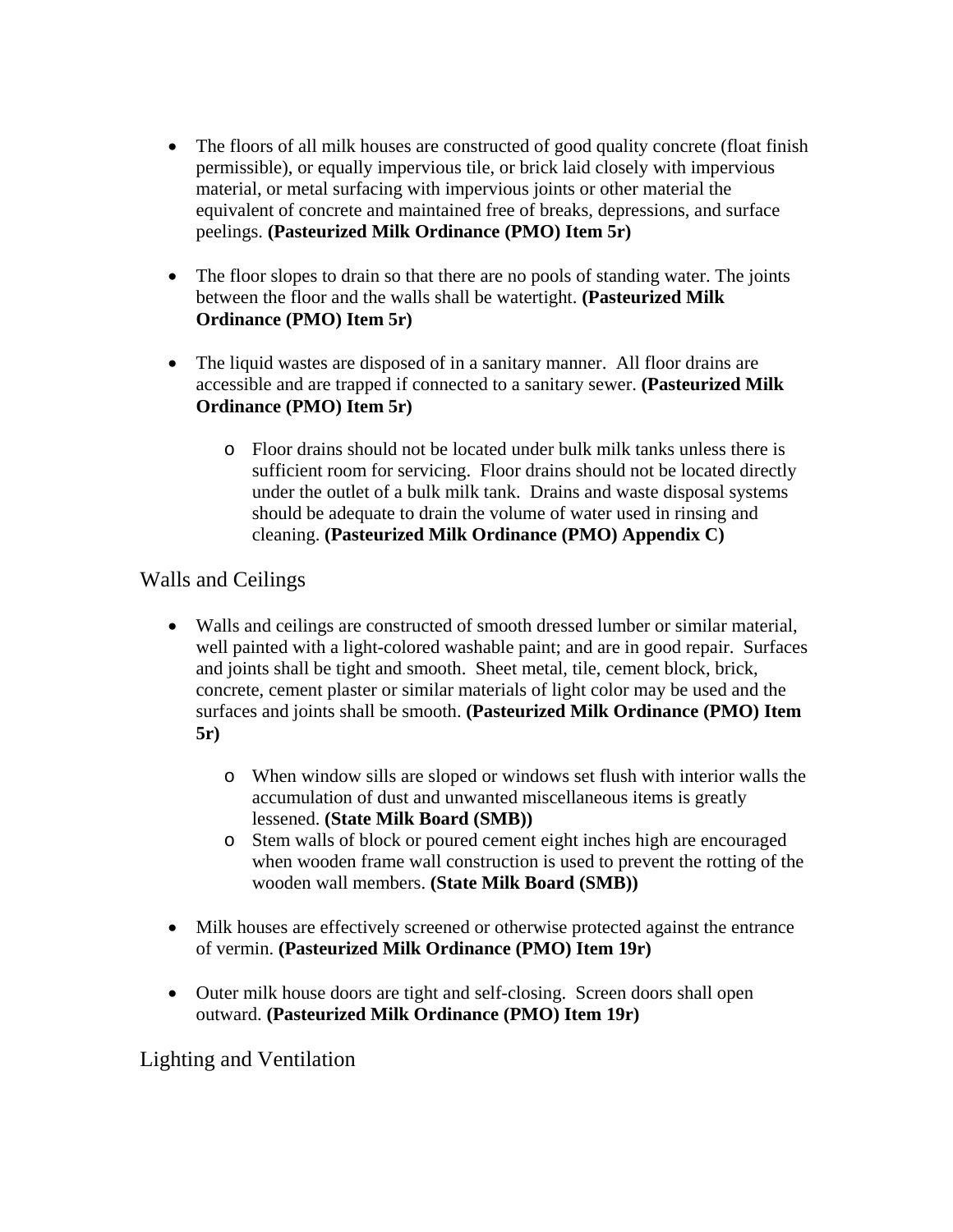- The floors of all milk houses are constructed of good quality concrete (float finish permissible), or equally impervious tile, or brick laid closely with impervious material, or metal surfacing with impervious joints or other material the equivalent of concrete and maintained free of breaks, depressions, and surface peelings. **(Pasteurized Milk Ordinance (PMO) Item 5r)**

- The floor slopes to drain so that there are no pools of standing water. The joints between the floor and the walls shall be watertight. **(Pasteurized Milk Ordinance (PMO) Item 5r)**

- The liquid wastes are disposed of in a sanitary manner. All floor drains are accessible and are trapped if connected to a sanitary sewer. **(Pasteurized Milk Ordinance (PMO) Item 5r)**

    - Floor drains should not be located under bulk milk tanks unless there is sufficient room for servicing. Floor drains should not be located directly under the outlet of a bulk milk tank. Drains and waste disposal systems should be adequate to drain the volume of water used in rinsing and cleaning. **(Pasteurized Milk Ordinance (PMO) Appendix C)**

## Walls and Ceilings

- Walls and ceilings are constructed of smooth dressed lumber or similar material, well painted with a light-colored washable paint; and are in good repair. Surfaces and joints shall be tight and smooth. Sheet metal, tile, cement block, brick, concrete, cement plaster or similar materials of light color may be used and the surfaces and joints shall be smooth. **(Pasteurized Milk Ordinance (PMO) Item 5r)**

    - When window sills are sloped or windows set flush with interior walls the accumulation of dust and unwanted miscellaneous items is greatly lessened. **(State Milk Board (SMB))**
    - Stem walls of block or poured cement eight inches high are encouraged when wooden frame wall construction is used to prevent the rotting of the wooden wall members. **(State Milk Board (SMB))**

- Milk houses are effectively screened or otherwise protected against the entrance of vermin. **(Pasteurized Milk Ordinance (PMO) Item 19r)**

- Outer milk house doors are tight and self-closing. Screen doors shall open outward. **(Pasteurized Milk Ordinance (PMO) Item 19r)**

## Lighting and Ventilation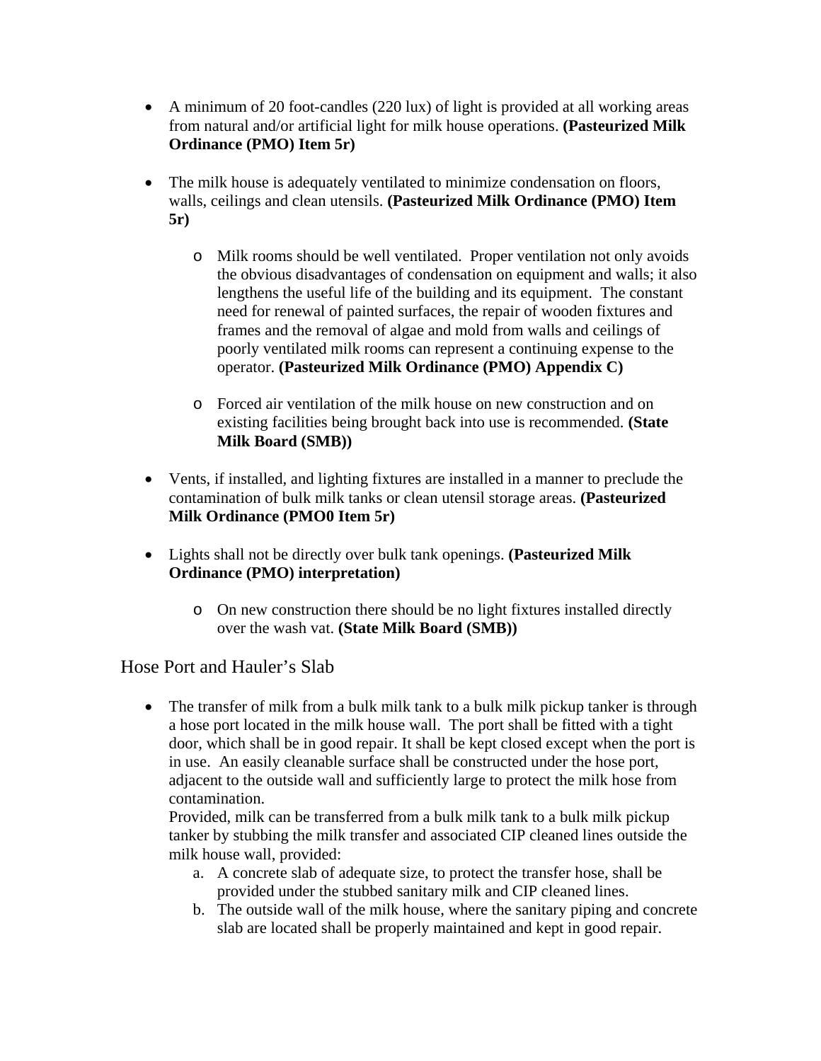- A minimum of 20 foot-candles (220 lux) of light is provided at all working areas from natural and/or artificial light for milk house operations. **(Pasteurized Milk Ordinance (PMO) Item 5r)**

- The milk house is adequately ventilated to minimize condensation on floors, walls, ceilings and clean utensils. **(Pasteurized Milk Ordinance (PMO) Item 5r)**

  - Milk rooms should be well ventilated. Proper ventilation not only avoids the obvious disadvantages of condensation on equipment and walls; it also lengthens the useful life of the building and its equipment. The constant need for renewal of painted surfaces, the repair of wooden fixtures and frames and the removal of algae and mold from walls and ceilings of poorly ventilated milk rooms can represent a continuing expense to the operator. **(Pasteurized Milk Ordinance (PMO) Appendix C)**

  - Forced air ventilation of the milk house on new construction and on existing facilities being brought back into use is recommended. **(State Milk Board (SMB))**

- Vents, if installed, and lighting fixtures are installed in a manner to preclude the contamination of bulk milk tanks or clean utensil storage areas. **(Pasteurized Milk Ordinance (PMO0 Item 5r)**

- Lights shall not be directly over bulk tank openings. **(Pasteurized Milk Ordinance (PMO) interpretation)**

  - On new construction there should be no light fixtures installed directly over the wash vat. **(State Milk Board (SMB))**

## Hose Port and Hauler's Slab

- The transfer of milk from a bulk milk tank to a bulk milk pickup tanker is through a hose port located in the milk house wall. The port shall be fitted with a tight door, which shall be in good repair. It shall be kept closed except when the port is in use. An easily cleanable surface shall be constructed under the hose port, adjacent to the outside wall and sufficiently large to protect the milk hose from contamination.
  Provided, milk can be transferred from a bulk milk tank to a bulk milk pickup tanker by stubbing the milk transfer and associated CIP cleaned lines outside the milk house wall, provided:
  a. A concrete slab of adequate size, to protect the transfer hose, shall be provided under the stubbed sanitary milk and CIP cleaned lines.
  b. The outside wall of the milk house, where the sanitary piping and concrete slab are located shall be properly maintained and kept in good repair.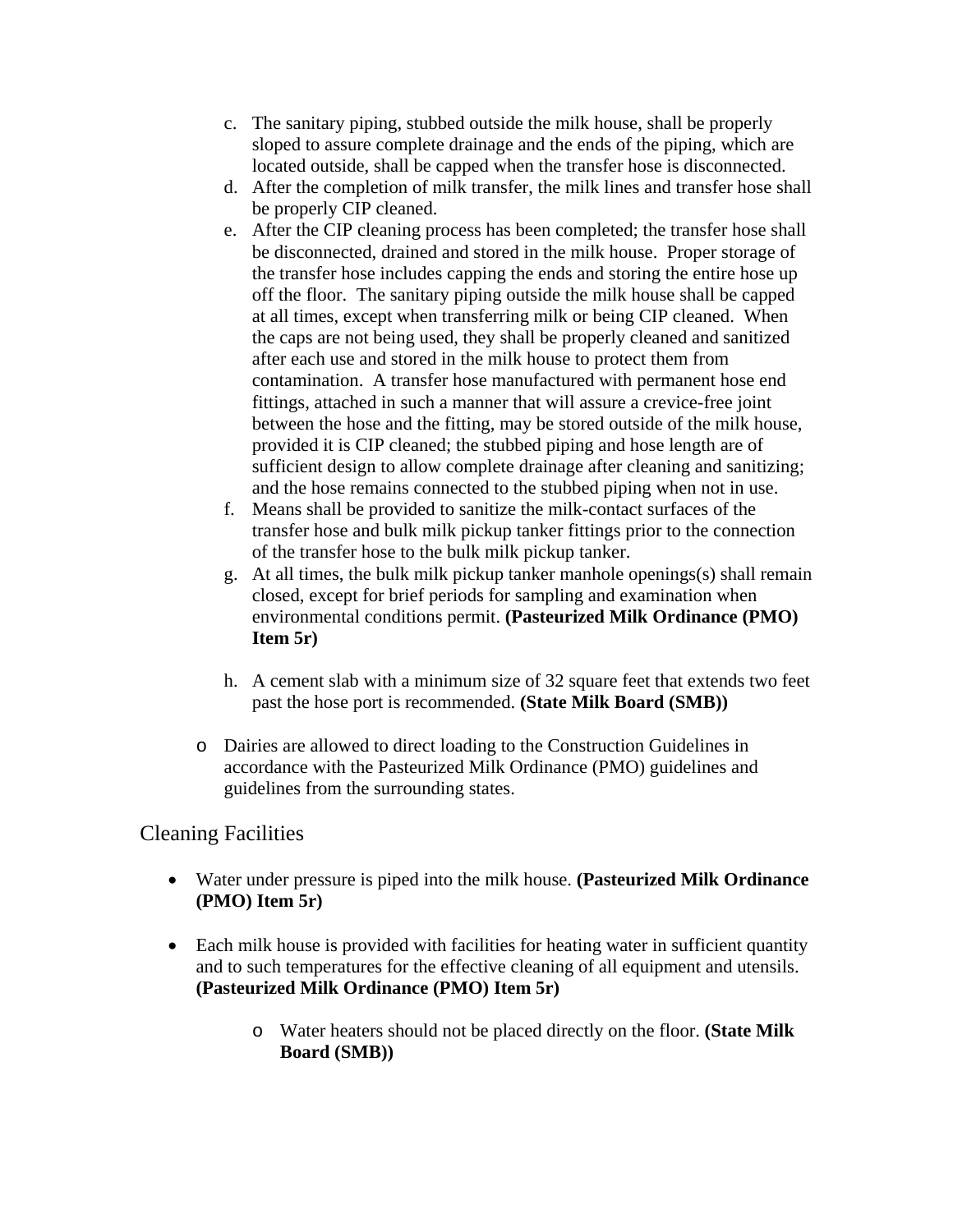c. The sanitary piping, stubbed outside the milk house, shall be properly sloped to assure complete drainage and the ends of the piping, which are located outside, shall be capped when the transfer hose is disconnected.
d. After the completion of milk transfer, the milk lines and transfer hose shall be properly CIP cleaned.
e. After the CIP cleaning process has been completed; the transfer hose shall be disconnected, drained and stored in the milk house. Proper storage of the transfer hose includes capping the ends and storing the entire hose up off the floor. The sanitary piping outside the milk house shall be capped at all times, except when transferring milk or being CIP cleaned. When the caps are not being used, they shall be properly cleaned and sanitized after each use and stored in the milk house to protect them from contamination. A transfer hose manufactured with permanent hose end fittings, attached in such a manner that will assure a crevice-free joint between the hose and the fitting, may be stored outside of the milk house, provided it is CIP cleaned; the stubbed piping and hose length are of sufficient design to allow complete drainage after cleaning and sanitizing; and the hose remains connected to the stubbed piping when not in use.
f. Means shall be provided to sanitize the milk-contact surfaces of the transfer hose and bulk milk pickup tanker fittings prior to the connection of the transfer hose to the bulk milk pickup tanker.
g. At all times, the bulk milk pickup tanker manhole openings(s) shall remain closed, except for brief periods for sampling and examination when environmental conditions permit. **(Pasteurized Milk Ordinance (PMO) Item 5r)**

h. A cement slab with a minimum size of 32 square feet that extends two feet past the hose port is recommended. **(State Milk Board (SMB))**

- Dairies are allowed to direct loading to the Construction Guidelines in accordance with the Pasteurized Milk Ordinance (PMO) guidelines and guidelines from the surrounding states.

## Cleaning Facilities

- Water under pressure is piped into the milk house. **(Pasteurized Milk Ordinance (PMO) Item 5r)**

- Each milk house is provided with facilities for heating water in sufficient quantity and to such temperatures for the effective cleaning of all equipment and utensils. **(Pasteurized Milk Ordinance (PMO) Item 5r)**

  - Water heaters should not be placed directly on the floor. **(State Milk Board (SMB))**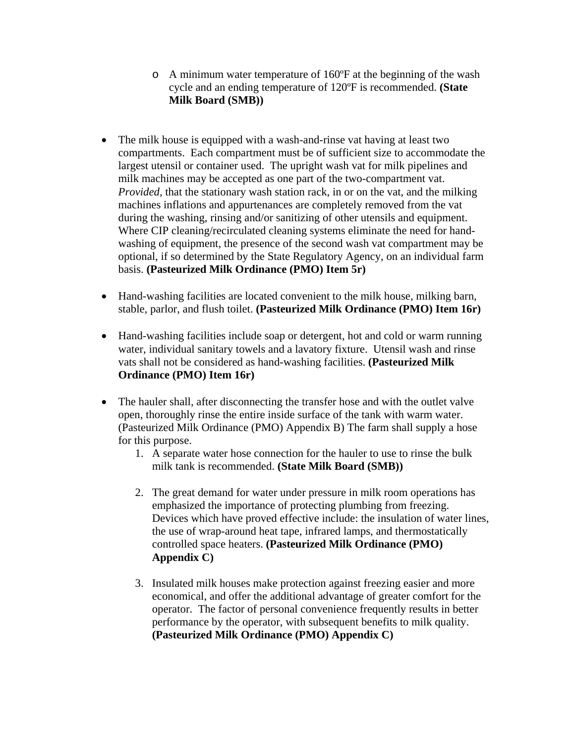- A minimum water temperature of 160ºF at the beginning of the wash cycle and an ending temperature of 120ºF is recommended. **(State Milk Board (SMB))**

- The milk house is equipped with a wash-and-rinse vat having at least two compartments. Each compartment must be of sufficient size to accommodate the largest utensil or container used. The upright wash vat for milk pipelines and milk machines may be accepted as one part of the two-compartment vat. *Provided,* that the stationary wash station rack, in or on the vat, and the milking machines inflations and appurtenances are completely removed from the vat during the washing, rinsing and/or sanitizing of other utensils and equipment. Where CIP cleaning/recirculated cleaning systems eliminate the need for hand-washing of equipment, the presence of the second wash vat compartment may be optional, if so determined by the State Regulatory Agency, on an individual farm basis. **(Pasteurized Milk Ordinance (PMO) Item 5r)**

- Hand-washing facilities are located convenient to the milk house, milking barn, stable, parlor, and flush toilet. **(Pasteurized Milk Ordinance (PMO) Item 16r)**

- Hand-washing facilities include soap or detergent, hot and cold or warm running water, individual sanitary towels and a lavatory fixture. Utensil wash and rinse vats shall not be considered as hand-washing facilities. **(Pasteurized Milk Ordinance (PMO) Item 16r)**

- The hauler shall, after disconnecting the transfer hose and with the outlet valve open, thoroughly rinse the entire inside surface of the tank with warm water. (Pasteurized Milk Ordinance (PMO) Appendix B) The farm shall supply a hose for this purpose.
  1. A separate water hose connection for the hauler to use to rinse the bulk milk tank is recommended. **(State Milk Board (SMB))**

  2. The great demand for water under pressure in milk room operations has emphasized the importance of protecting plumbing from freezing. Devices which have proved effective include: the insulation of water lines, the use of wrap-around heat tape, infrared lamps, and thermostatically controlled space heaters. **(Pasteurized Milk Ordinance (PMO) Appendix C)**

  3. Insulated milk houses make protection against freezing easier and more economical, and offer the additional advantage of greater comfort for the operator. The factor of personal convenience frequently results in better performance by the operator, with subsequent benefits to milk quality. **(Pasteurized Milk Ordinance (PMO) Appendix C)**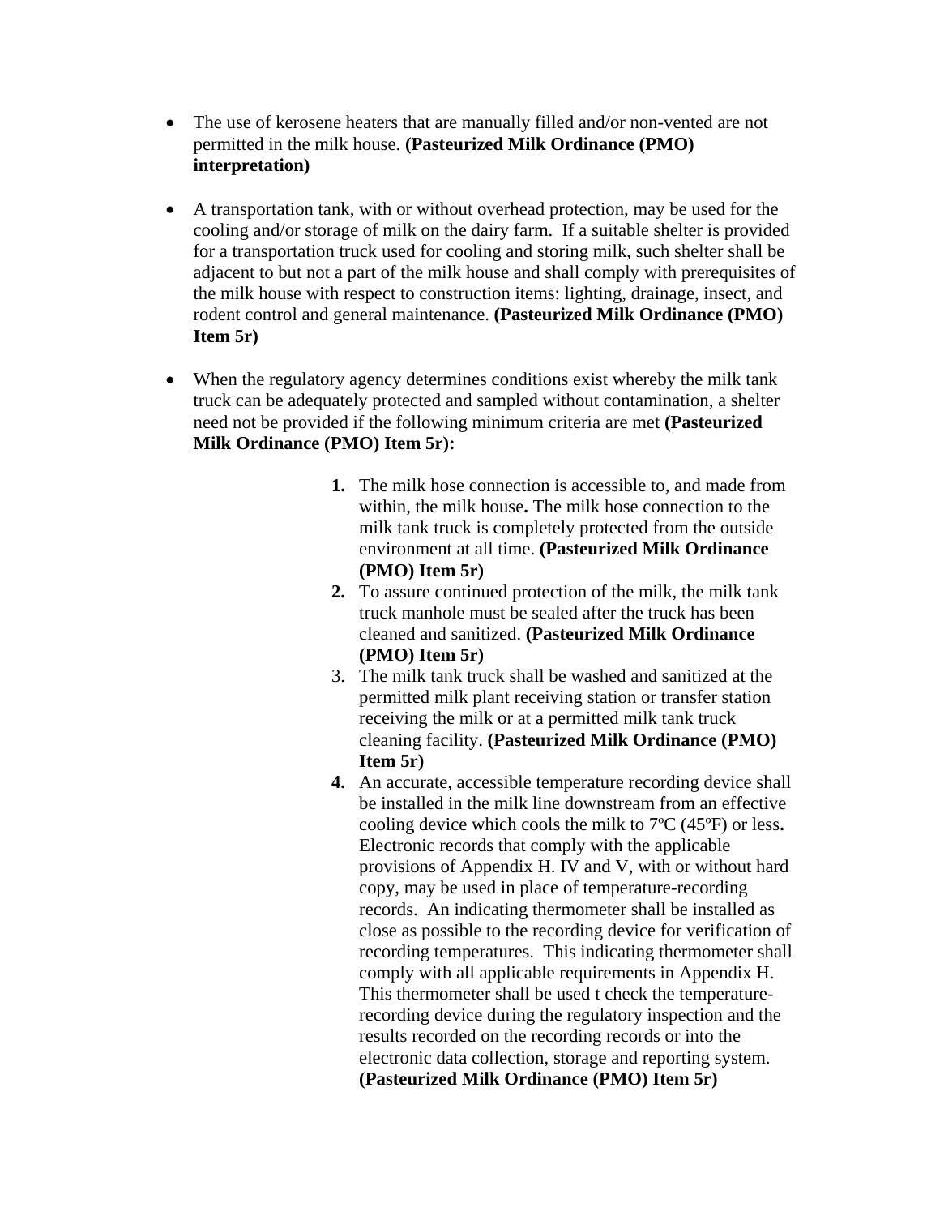- The use of kerosene heaters that are manually filled and/or non-vented are not permitted in the milk house. **(Pasteurized Milk Ordinance (PMO) interpretation)**

- A transportation tank, with or without overhead protection, may be used for the cooling and/or storage of milk on the dairy farm. If a suitable shelter is provided for a transportation truck used for cooling and storing milk, such shelter shall be adjacent to but not a part of the milk house and shall comply with prerequisites of the milk house with respect to construction items: lighting, drainage, insect, and rodent control and general maintenance. **(Pasteurized Milk Ordinance (PMO) Item 5r)**

- When the regulatory agency determines conditions exist whereby the milk tank truck can be adequately protected and sampled without contamination, a shelter need not be provided if the following minimum criteria are met **(Pasteurized Milk Ordinance (PMO) Item 5r):**

  1. The milk hose connection is accessible to, and made from within, the milk house**.** The milk hose connection to the milk tank truck is completely protected from the outside environment at all time. **(Pasteurized Milk Ordinance (PMO) Item 5r)**
  2. To assure continued protection of the milk, the milk tank truck manhole must be sealed after the truck has been cleaned and sanitized. **(Pasteurized Milk Ordinance (PMO) Item 5r)**
  3. The milk tank truck shall be washed and sanitized at the permitted milk plant receiving station or transfer station receiving the milk or at a permitted milk tank truck cleaning facility. **(Pasteurized Milk Ordinance (PMO) Item 5r)**
  4. An accurate, accessible temperature recording device shall be installed in the milk line downstream from an effective cooling device which cools the milk to 7ºC (45ºF) or less**.** Electronic records that comply with the applicable provisions of Appendix H. IV and V, with or without hard copy, may be used in place of temperature-recording records. An indicating thermometer shall be installed as close as possible to the recording device for verification of recording temperatures. This indicating thermometer shall comply with all applicable requirements in Appendix H. This thermometer shall be used t check the temperature-recording device during the regulatory inspection and the results recorded on the recording records or into the electronic data collection, storage and reporting system. **(Pasteurized Milk Ordinance (PMO) Item 5r)**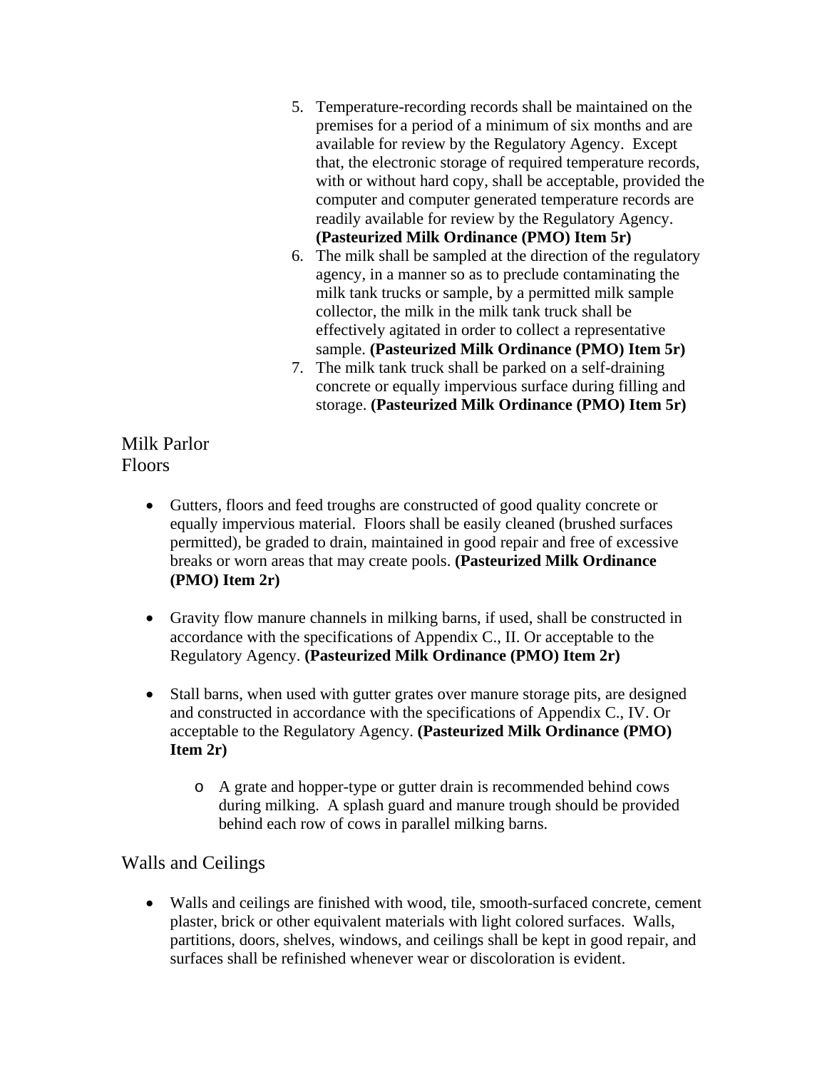5. Temperature-recording records shall be maintained on the premises for a period of a minimum of six months and are available for review by the Regulatory Agency. Except that, the electronic storage of required temperature records, with or without hard copy, shall be acceptable, provided the computer and computer generated temperature records are readily available for review by the Regulatory Agency. **(Pasteurized Milk Ordinance (PMO) Item 5r)**
6. The milk shall be sampled at the direction of the regulatory agency, in a manner so as to preclude contaminating the milk tank trucks or sample, by a permitted milk sample collector, the milk in the milk tank truck shall be effectively agitated in order to collect a representative sample. **(Pasteurized Milk Ordinance (PMO) Item 5r)**
7. The milk tank truck shall be parked on a self-draining concrete or equally impervious surface during filling and storage. **(Pasteurized Milk Ordinance (PMO) Item 5r)**

## Milk Parlor

### Floors

- Gutters, floors and feed troughs are constructed of good quality concrete or equally impervious material. Floors shall be easily cleaned (brushed surfaces permitted), be graded to drain, maintained in good repair and free of excessive breaks or worn areas that may create pools. **(Pasteurized Milk Ordinance (PMO) Item 2r)**

- Gravity flow manure channels in milking barns, if used, shall be constructed in accordance with the specifications of Appendix C., II. Or acceptable to the Regulatory Agency. **(Pasteurized Milk Ordinance (PMO) Item 2r)**

- Stall barns, when used with gutter grates over manure storage pits, are designed and constructed in accordance with the specifications of Appendix C., IV. Or acceptable to the Regulatory Agency. **(Pasteurized Milk Ordinance (PMO) Item 2r)**

    - A grate and hopper-type or gutter drain is recommended behind cows during milking. A splash guard and manure trough should be provided behind each row of cows in parallel milking barns.

### Walls and Ceilings

- Walls and ceilings are finished with wood, tile, smooth-surfaced concrete, cement plaster, brick or other equivalent materials with light colored surfaces. Walls, partitions, doors, shelves, windows, and ceilings shall be kept in good repair, and surfaces shall be refinished whenever wear or discoloration is evident.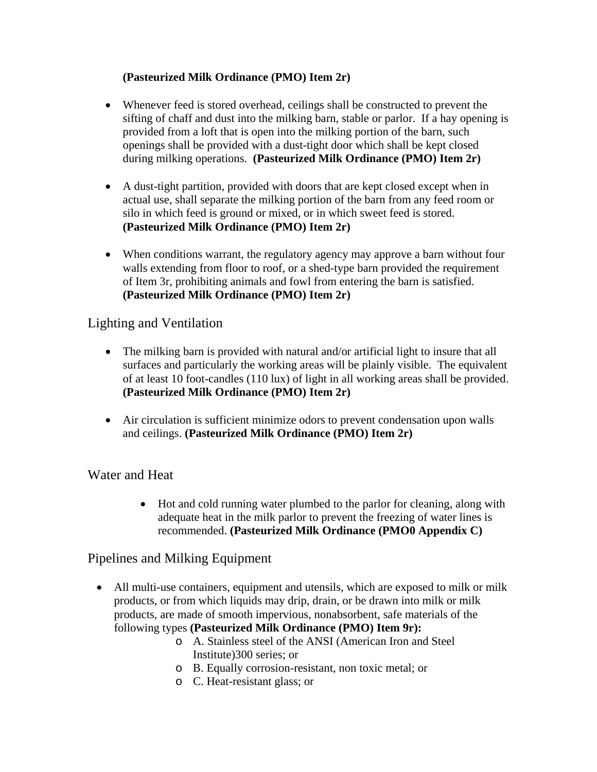**(Pasteurized Milk Ordinance (PMO) Item 2r)**

- Whenever feed is stored overhead, ceilings shall be constructed to prevent the sifting of chaff and dust into the milking barn, stable or parlor. If a hay opening is provided from a loft that is open into the milking portion of the barn, such openings shall be provided with a dust-tight door which shall be kept closed during milking operations. **(Pasteurized Milk Ordinance (PMO) Item 2r)**

- A dust-tight partition, provided with doors that are kept closed except when in actual use, shall separate the milking portion of the barn from any feed room or silo in which feed is ground or mixed, or in which sweet feed is stored. **(Pasteurized Milk Ordinance (PMO) Item 2r)**

- When conditions warrant, the regulatory agency may approve a barn without four walls extending from floor to roof, or a shed-type barn provided the requirement of Item 3r, prohibiting animals and fowl from entering the barn is satisfied. **(Pasteurized Milk Ordinance (PMO) Item 2r)**

## Lighting and Ventilation

- The milking barn is provided with natural and/or artificial light to insure that all surfaces and particularly the working areas will be plainly visible. The equivalent of at least 10 foot-candles (110 lux) of light in all working areas shall be provided. **(Pasteurized Milk Ordinance (PMO) Item 2r)**

- Air circulation is sufficient minimize odors to prevent condensation upon walls and ceilings. **(Pasteurized Milk Ordinance (PMO) Item 2r)**

## Water and Heat

- Hot and cold running water plumbed to the parlor for cleaning, along with adequate heat in the milk parlor to prevent the freezing of water lines is recommended. **(Pasteurized Milk Ordinance (PMO0 Appendix C)**

## Pipelines and Milking Equipment

- All multi-use containers, equipment and utensils, which are exposed to milk or milk products, or from which liquids may drip, drain, or be drawn into milk or milk products, are made of smooth impervious, nonabsorbent, safe materials of the following types **(Pasteurized Milk Ordinance (PMO) Item 9r):**
  - A. Stainless steel of the ANSI (American Iron and Steel Institute)300 series; or
  - B. Equally corrosion-resistant, non toxic metal; or
  - C. Heat-resistant glass; or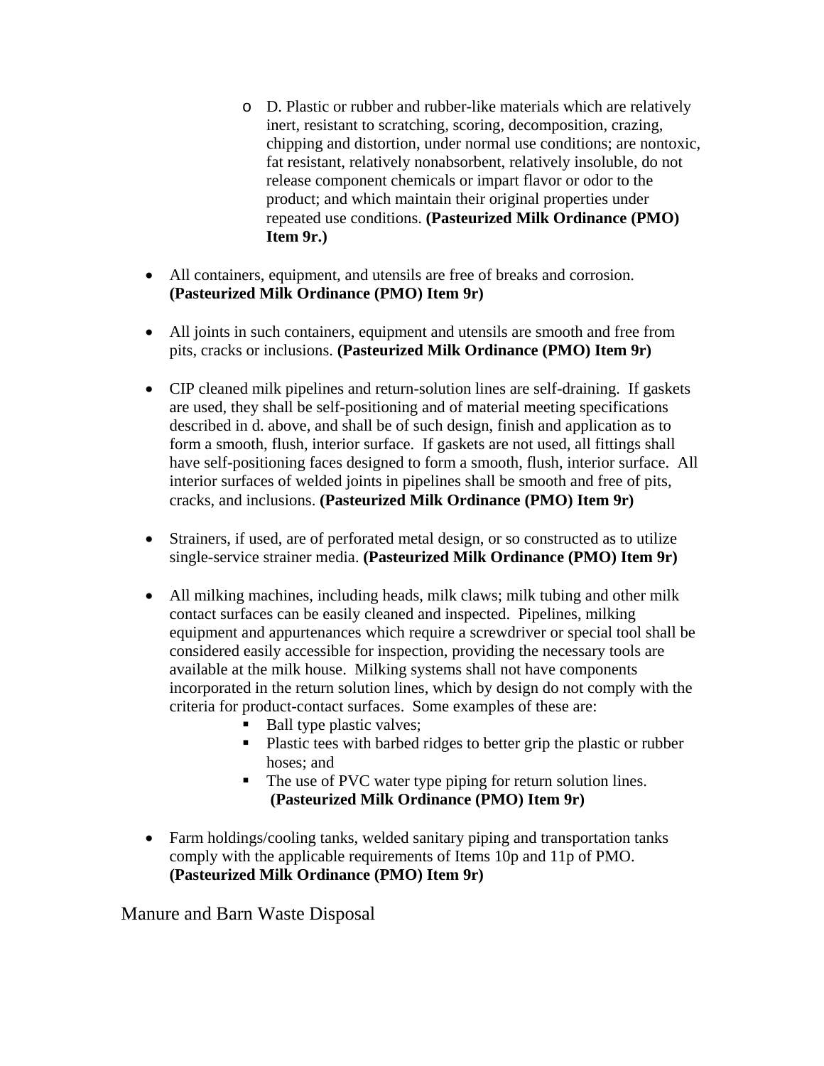- D. Plastic or rubber and rubber-like materials which are relatively inert, resistant to scratching, scoring, decomposition, crazing, chipping and distortion, under normal use conditions; are nontoxic, fat resistant, relatively nonabsorbent, relatively insoluble, do not release component chemicals or impart flavor or odor to the product; and which maintain their original properties under repeated use conditions. **(Pasteurized Milk Ordinance (PMO) Item 9r.)**

- All containers, equipment, and utensils are free of breaks and corrosion. **(Pasteurized Milk Ordinance (PMO) Item 9r)**

- All joints in such containers, equipment and utensils are smooth and free from pits, cracks or inclusions. **(Pasteurized Milk Ordinance (PMO) Item 9r)**

- CIP cleaned milk pipelines and return-solution lines are self-draining. If gaskets are used, they shall be self-positioning and of material meeting specifications described in d. above, and shall be of such design, finish and application as to form a smooth, flush, interior surface. If gaskets are not used, all fittings shall have self-positioning faces designed to form a smooth, flush, interior surface. All interior surfaces of welded joints in pipelines shall be smooth and free of pits, cracks, and inclusions. **(Pasteurized Milk Ordinance (PMO) Item 9r)**

- Strainers, if used, are of perforated metal design, or so constructed as to utilize single-service strainer media. **(Pasteurized Milk Ordinance (PMO) Item 9r)**

- All milking machines, including heads, milk claws; milk tubing and other milk contact surfaces can be easily cleaned and inspected. Pipelines, milking equipment and appurtenances which require a screwdriver or special tool shall be considered easily accessible for inspection, providing the necessary tools are available at the milk house. Milking systems shall not have components incorporated in the return solution lines, which by design do not comply with the criteria for product-contact surfaces. Some examples of these are:
  - Ball type plastic valves;
  - Plastic tees with barbed ridges to better grip the plastic or rubber hoses; and
  - The use of PVC water type piping for return solution lines. **(Pasteurized Milk Ordinance (PMO) Item 9r)**

- Farm holdings/cooling tanks, welded sanitary piping and transportation tanks comply with the applicable requirements of Items 10p and 11p of PMO. **(Pasteurized Milk Ordinance (PMO) Item 9r)**

## Manure and Barn Waste Disposal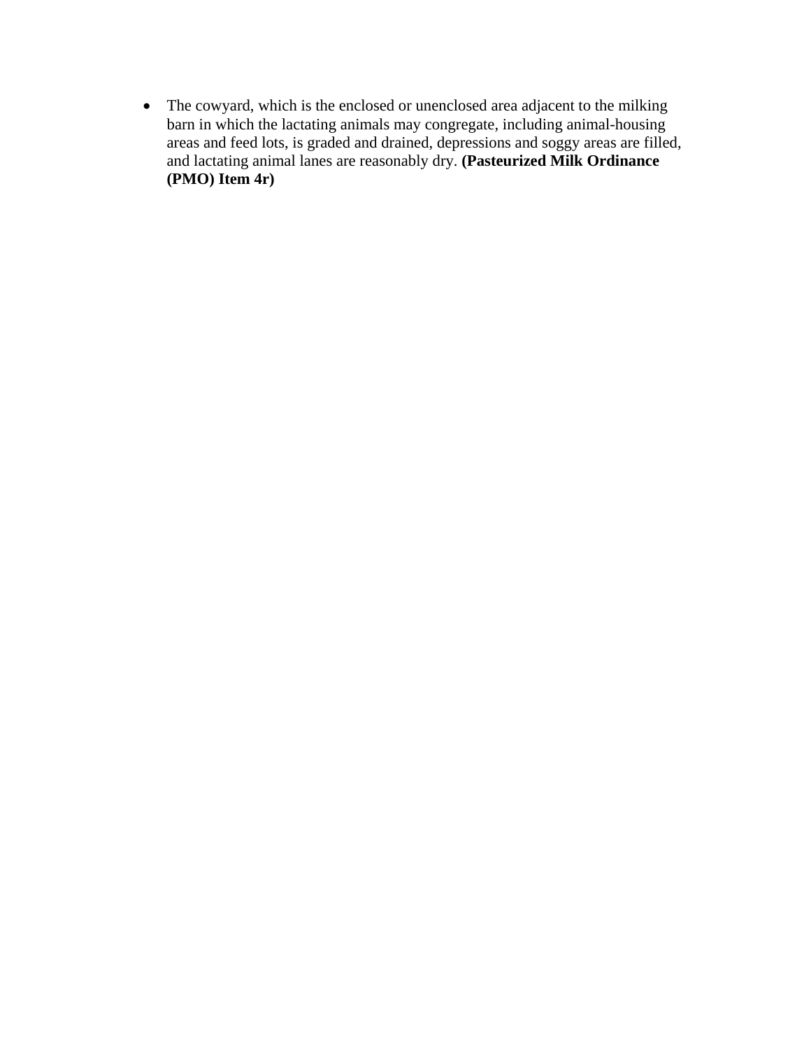- The cowyard, which is the enclosed or unenclosed area adjacent to the milking barn in which the lactating animals may congregate, including animal-housing areas and feed lots, is graded and drained, depressions and soggy areas are filled, and lactating animal lanes are reasonably dry. **(Pasteurized Milk Ordinance (PMO) Item 4r)**